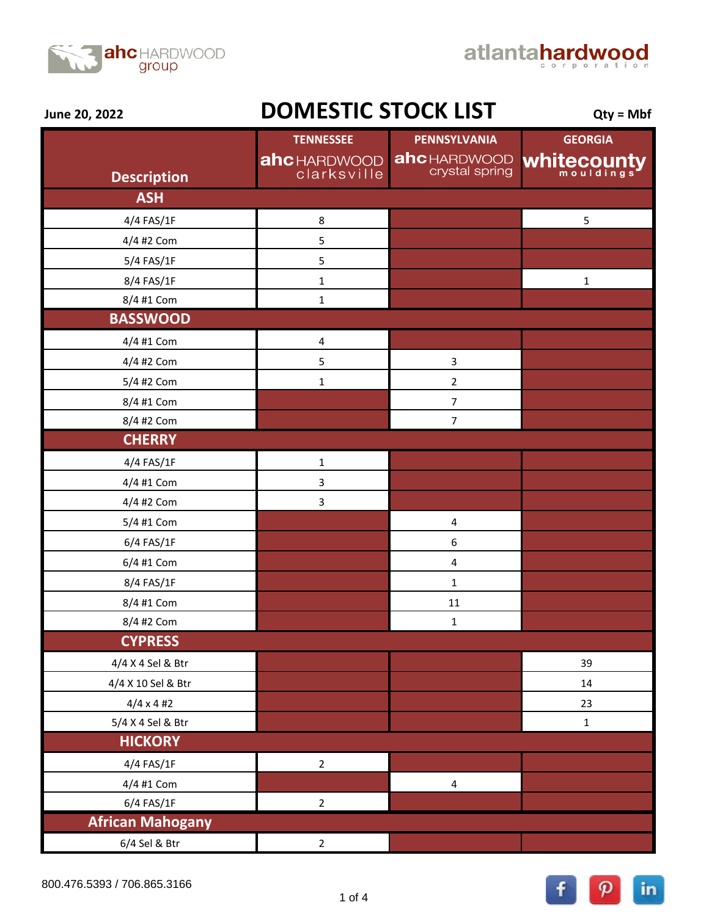June 20, 2022

# DOMESTIC STOCK LIST

Qty = Mbf

| Description | TENNESSEE ahc HARDWOOD clarksville | PENNSYLVANIA ahc HARDWOOD crystal spring | GEORGIA whitecounty mouldings |
|---|---|---|---|
| **ASH** | | | |
| 4/4 FAS/1F | 8 | | 5 |
| 4/4 #2 Com | 5 | | |
| 5/4 FAS/1F | 5 | | |
| 8/4 FAS/1F | 1 | | 1 |
| 8/4 #1 Com | 1 | | |
| **BASSWOOD** | | | |
| 4/4 #1 Com | 4 | | |
| 4/4 #2 Com | 5 | 3 | |
| 5/4 #2 Com | 1 | 2 | |
| 8/4 #1 Com | | 7 | |
| 8/4 #2 Com | | 7 | |
| **CHERRY** | | | |
| 4/4 FAS/1F | 1 | | |
| 4/4 #1 Com | 3 | | |
| 4/4 #2 Com | 3 | | |
| 5/4 #1 Com | | 4 | |
| 6/4 FAS/1F | | 6 | |
| 6/4 #1 Com | | 4 | |
| 8/4 FAS/1F | | 1 | |
| 8/4 #1 Com | | 11 | |
| 8/4 #2 Com | | 1 | |
| **CYPRESS** | | | |
| 4/4 X 4 Sel & Btr | | | 39 |
| 4/4 X 10 Sel & Btr | | | 14 |
| 4/4 x 4 #2 | | | 23 |
| 5/4 X 4 Sel & Btr | | | 1 |
| **HICKORY** | | | |
| 4/4 FAS/1F | 2 | | |
| 4/4 #1 Com | | 4 | |
| 6/4 FAS/1F | 2 | | |
| **African Mahogany** | | | |
| 6/4 Sel & Btr | 2 | | |

800.476.5393 / 706.865.3166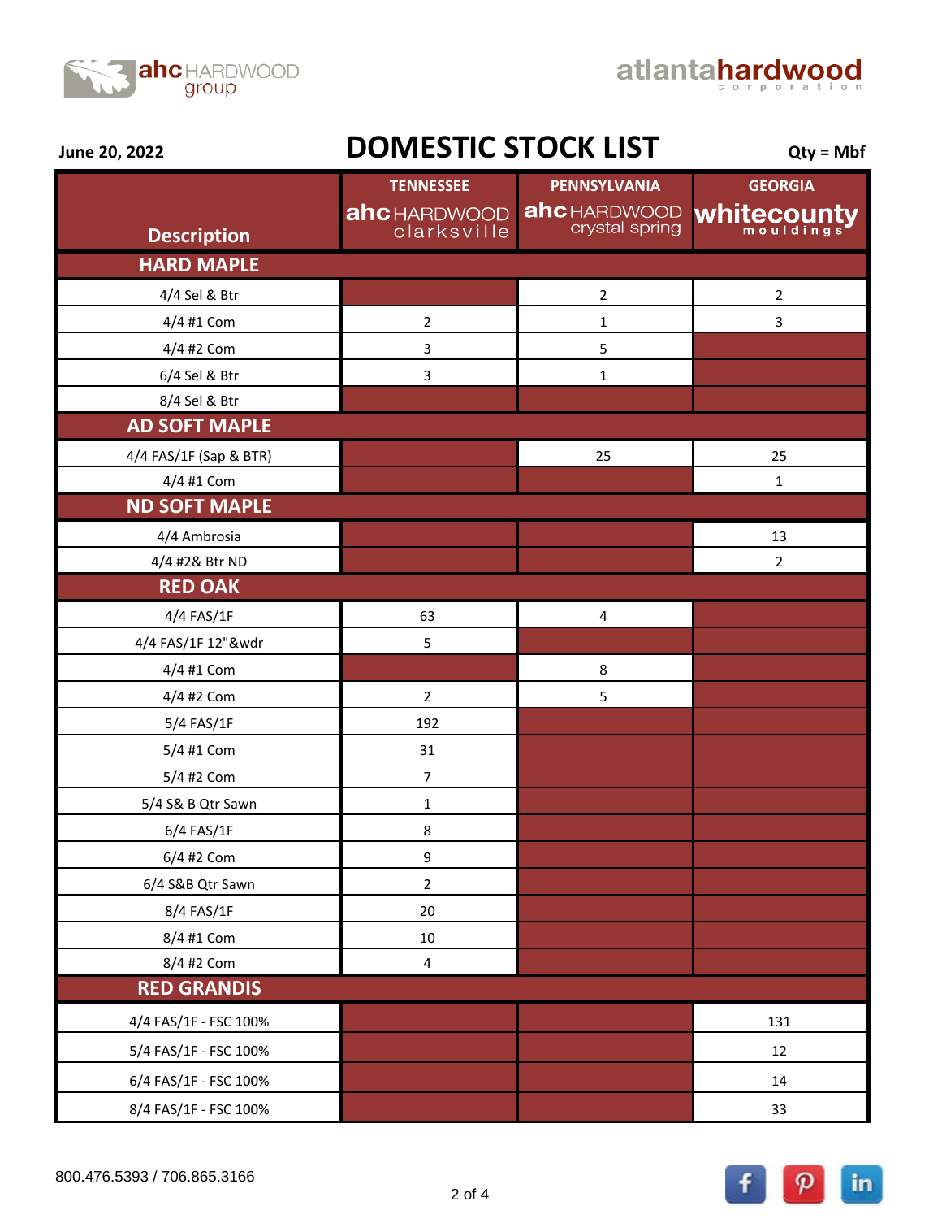ahc HARDWOOD group

atlantahardwood corporation

June 20, 2022

# DOMESTIC STOCK LIST

Qty = Mbf

| Description | TENNESSEE ahc HARDWOOD clarksville | PENNSYLVANIA ahc HARDWOOD crystal spring | GEORGIA whitecounty mouldings |
|---|---|---|---|
| **HARD MAPLE** | | | |
| 4/4 Sel & Btr | | 2 | 2 |
| 4/4 #1 Com | 2 | 1 | 3 |
| 4/4 #2 Com | 3 | 5 | |
| 6/4 Sel & Btr | 3 | 1 | |
| 8/4 Sel & Btr | | | |
| **AD SOFT MAPLE** | | | |
| 4/4 FAS/1F (Sap & BTR) | | 25 | 25 |
| 4/4 #1 Com | | | 1 |
| **ND SOFT MAPLE** | | | |
| 4/4 Ambrosia | | | 13 |
| 4/4 #2& Btr ND | | | 2 |
| **RED OAK** | | | |
| 4/4 FAS/1F | 63 | 4 | |
| 4/4 FAS/1F 12"&wdr | 5 | | |
| 4/4 #1 Com | | 8 | |
| 4/4 #2 Com | 2 | 5 | |
| 5/4 FAS/1F | 192 | | |
| 5/4 #1 Com | 31 | | |
| 5/4 #2 Com | 7 | | |
| 5/4 S& B Qtr Sawn | 1 | | |
| 6/4 FAS/1F | 8 | | |
| 6/4 #2 Com | 9 | | |
| 6/4 S&B Qtr Sawn | 2 | | |
| 8/4 FAS/1F | 20 | | |
| 8/4 #1 Com | 10 | | |
| 8/4 #2 Com | 4 | | |
| **RED GRANDIS** | | | |
| 4/4 FAS/1F - FSC 100% | | | 131 |
| 5/4 FAS/1F - FSC 100% | | | 12 |
| 6/4 FAS/1F - FSC 100% | | | 14 |
| 8/4 FAS/1F - FSC 100% | | | 33 |

800.476.5393 / 706.865.3166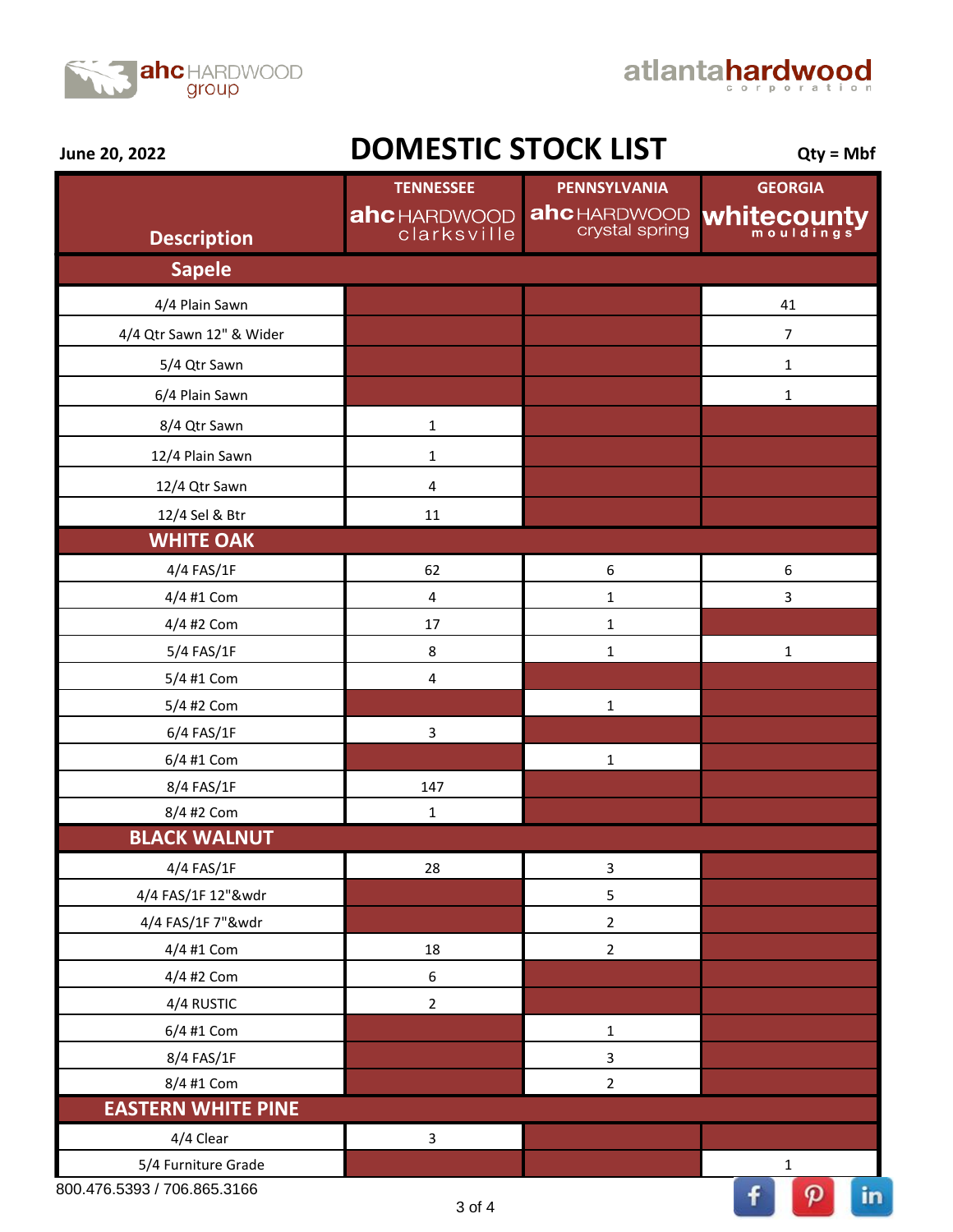ahc HARDWOOD group

atlantahardwood corporation

**June 20, 2022**

# DOMESTIC STOCK LIST

**Qty = Mbf**

| Description | TENNESSEE ahc HARDWOOD clarksville | PENNSYLVANIA ahc HARDWOOD crystal spring | GEORGIA whitecounty mouldings |
|---|---|---|---|
| **Sapele** | | | |
| 4/4 Plain Sawn | | | 41 |
| 4/4 Qtr Sawn 12" & Wider | | | 7 |
| 5/4 Qtr Sawn | | | 1 |
| 6/4 Plain Sawn | | | 1 |
| 8/4 Qtr Sawn | 1 | | |
| 12/4 Plain Sawn | 1 | | |
| 12/4 Qtr Sawn | 4 | | |
| 12/4 Sel & Btr | 11 | | |
| **WHITE OAK** | | | |
| 4/4 FAS/1F | 62 | 6 | 6 |
| 4/4 #1 Com | 4 | 1 | 3 |
| 4/4 #2 Com | 17 | 1 | |
| 5/4 FAS/1F | 8 | 1 | 1 |
| 5/4 #1 Com | 4 | | |
| 5/4 #2 Com | | 1 | |
| 6/4 FAS/1F | 3 | | |
| 6/4 #1 Com | | 1 | |
| 8/4 FAS/1F | 147 | | |
| 8/4 #2 Com | 1 | | |
| **BLACK WALNUT** | | | |
| 4/4 FAS/1F | 28 | 3 | |
| 4/4 FAS/1F 12"&wdr | | 5 | |
| 4/4 FAS/1F 7"&wdr | | 2 | |
| 4/4 #1 Com | 18 | 2 | |
| 4/4 #2 Com | 6 | | |
| 4/4 RUSTIC | 2 | | |
| 6/4 #1 Com | | 1 | |
| 8/4 FAS/1F | | 3 | |
| 8/4 #1 Com | | 2 | |
| **EASTERN WHITE PINE** | | | |
| 4/4 Clear | 3 | | |
| 5/4 Furniture Grade | | | 1 |

800.476.5393 / 706.865.3166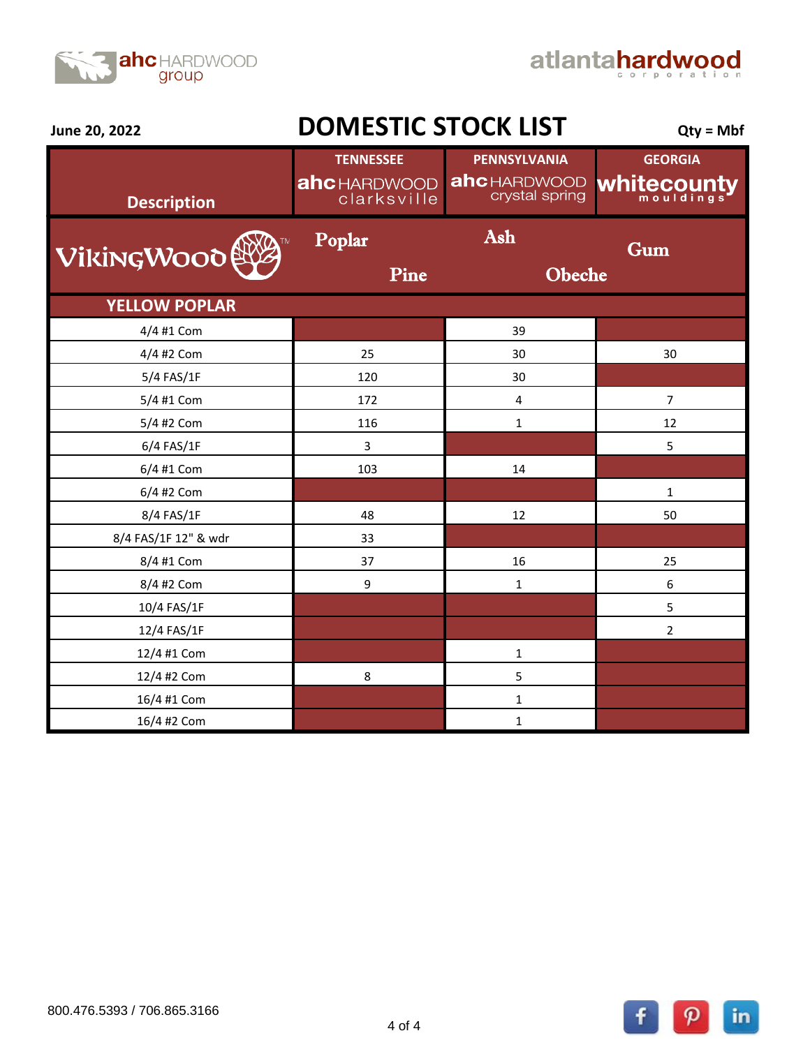June 20, 2022

# DOMESTIC STOCK LIST

Qty = Mbf

| Description | TENNESSEE ahc HARDWOOD clarksville | PENNSYLVANIA ahc HARDWOOD crystal spring | GEORGIA whitecounty mouldings |
|---|---|---|---|
| VikingWood™ | Poplar Pine | Ash Obeche | Gum |
| **YELLOW POPLAR** | | | |
| 4/4 #1 Com | | 39 | |
| 4/4 #2 Com | 25 | 30 | 30 |
| 5/4 FAS/1F | 120 | 30 | |
| 5/4 #1 Com | 172 | 4 | 7 |
| 5/4 #2 Com | 116 | 1 | 12 |
| 6/4 FAS/1F | 3 | | 5 |
| 6/4 #1 Com | 103 | 14 | |
| 6/4 #2 Com | | | 1 |
| 8/4 FAS/1F | 48 | 12 | 50 |
| 8/4 FAS/1F 12" & wdr | 33 | | |
| 8/4 #1 Com | 37 | 16 | 25 |
| 8/4 #2 Com | 9 | 1 | 6 |
| 10/4 FAS/1F | | | 5 |
| 12/4 FAS/1F | | | 2 |
| 12/4 #1 Com | | 1 | |
| 12/4 #2 Com | 8 | 5 | |
| 16/4 #1 Com | | 1 | |
| 16/4 #2 Com | | 1 | |

800.476.5393 / 706.865.3166